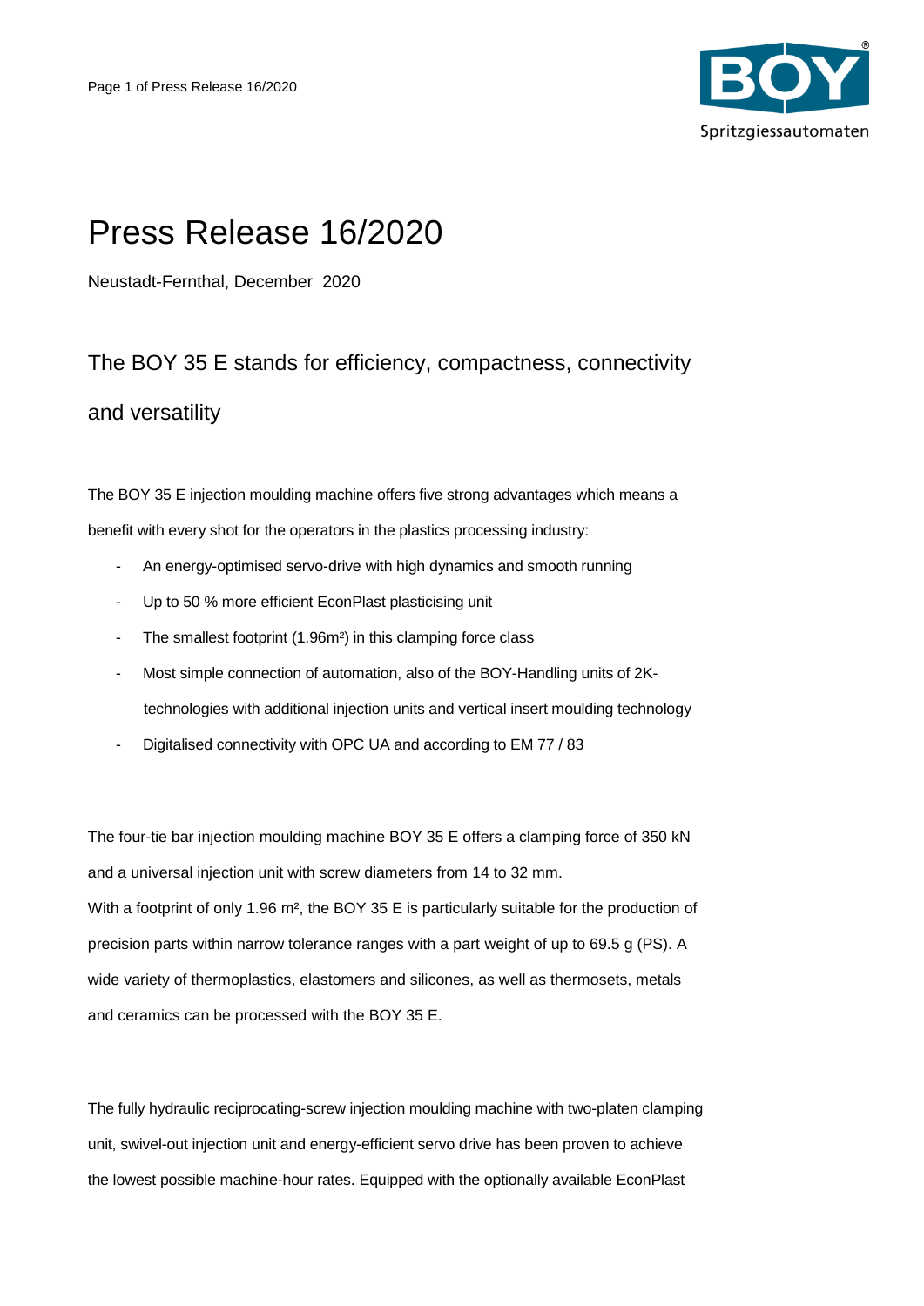# Press Release 16/2020

Neustadt-Fernthal, December 2020

## The BOY 35 E stands for efficiency, compactness, connectivity and versatility

The BOY 35 E injection moulding machine offers five strong advantages which means a benefit with every shot for the operators in the plastics processing industry:

- An energy-optimised servo-drive with high dynamics and smooth running
- Up to 50 % more efficient EconPlast plasticising unit
- The smallest footprint (1.96m²) in this clamping force class
- Most simple connection of automation, also of the BOY-Handling units of 2K-technologies with additional injection units and vertical insert moulding technology
- Digitalised connectivity with OPC UA and according to EM 77 / 83

The four-tie bar injection moulding machine BOY 35 E offers a clamping force of 350 kN and a universal injection unit with screw diameters from 14 to 32 mm.
With a footprint of only 1.96 m², the BOY 35 E is particularly suitable for the production of precision parts within narrow tolerance ranges with a part weight of up to 69.5 g (PS). A wide variety of thermoplastics, elastomers and silicones, as well as thermosets, metals and ceramics can be processed with the BOY 35 E.

The fully hydraulic reciprocating-screw injection moulding machine with two-platen clamping unit, swivel-out injection unit and energy-efficient servo drive has been proven to achieve the lowest possible machine-hour rates. Equipped with the optionally available EconPlast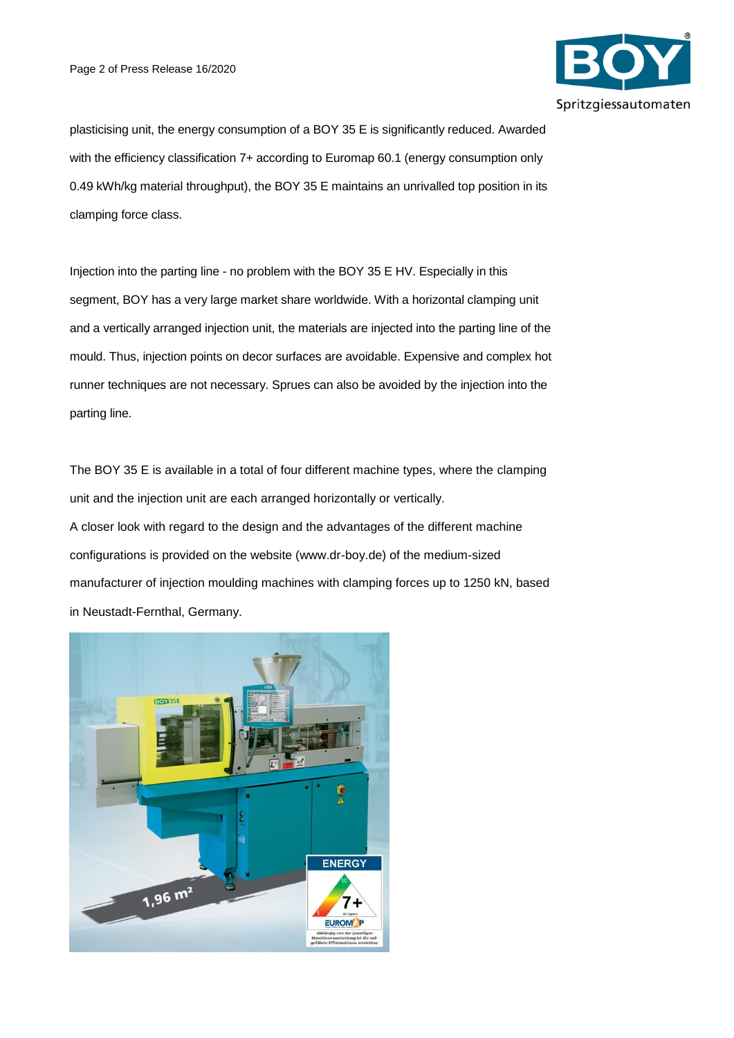plasticising unit, the energy consumption of a BOY 35 E is significantly reduced. Awarded with the efficiency classification 7+ according to Euromap 60.1 (energy consumption only 0.49 kWh/kg material throughput), the BOY 35 E maintains an unrivalled top position in its clamping force class.

Injection into the parting line - no problem with the BOY 35 E HV. Especially in this segment, BOY has a very large market share worldwide. With a horizontal clamping unit and a vertically arranged injection unit, the materials are injected into the parting line of the mould. Thus, injection points on decor surfaces are avoidable. Expensive and complex hot runner techniques are not necessary. Sprues can also be avoided by the injection into the parting line.

The BOY 35 E is available in a total of four different machine types, where the clamping unit and the injection unit are each arranged horizontally or vertically.
A closer look with regard to the design and the advantages of the different machine configurations is provided on the website (www.dr-boy.de) of the medium-sized manufacturer of injection moulding machines with clamping forces up to 1250 kN, based in Neustadt-Fernthal, Germany.